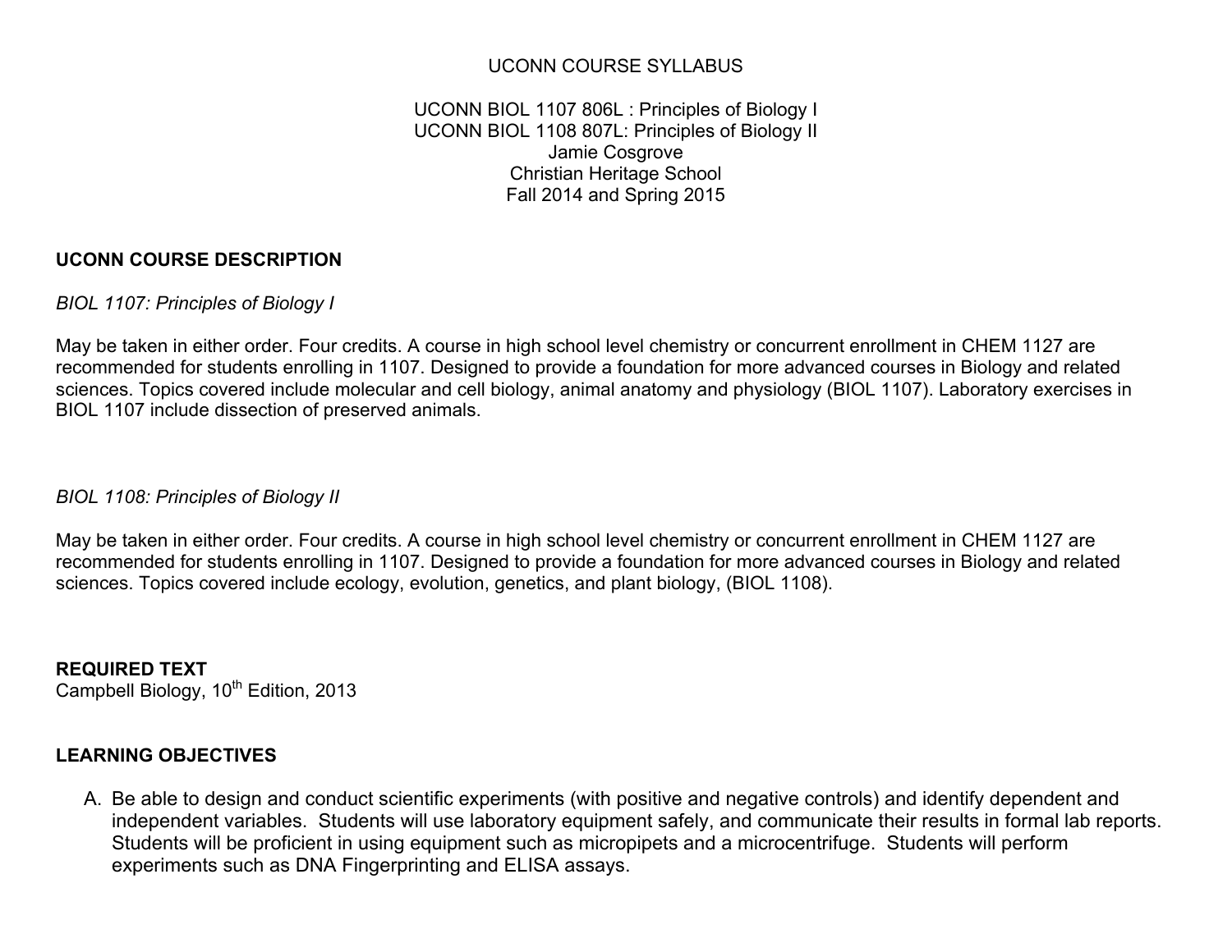UCONN COURSE SYLLABUS

UCONN BIOL 1107 806L : Principles of Biology I
UCONN BIOL 1108 807L: Principles of Biology II
Jamie Cosgrove
Christian Heritage School
Fall 2014 and Spring 2015

**UCONN COURSE DESCRIPTION**

*BIOL 1107: Principles of Biology I*

May be taken in either order. Four credits. A course in high school level chemistry or concurrent enrollment in CHEM 1127 are recommended for students enrolling in 1107. Designed to provide a foundation for more advanced courses in Biology and related sciences. Topics covered include molecular and cell biology, animal anatomy and physiology (BIOL 1107). Laboratory exercises in BIOL 1107 include dissection of preserved animals.

*BIOL 1108: Principles of Biology II*

May be taken in either order. Four credits. A course in high school level chemistry or concurrent enrollment in CHEM 1127 are recommended for students enrolling in 1107. Designed to provide a foundation for more advanced courses in Biology and related sciences. Topics covered include ecology, evolution, genetics, and plant biology, (BIOL 1108).

**REQUIRED TEXT**
Campbell Biology, 10th Edition, 2013

**LEARNING OBJECTIVES**

A. Be able to design and conduct scientific experiments (with positive and negative controls) and identify dependent and independent variables. Students will use laboratory equipment safely, and communicate their results in formal lab reports. Students will be proficient in using equipment such as micropipets and a microcentrifuge. Students will perform experiments such as DNA Fingerprinting and ELISA assays.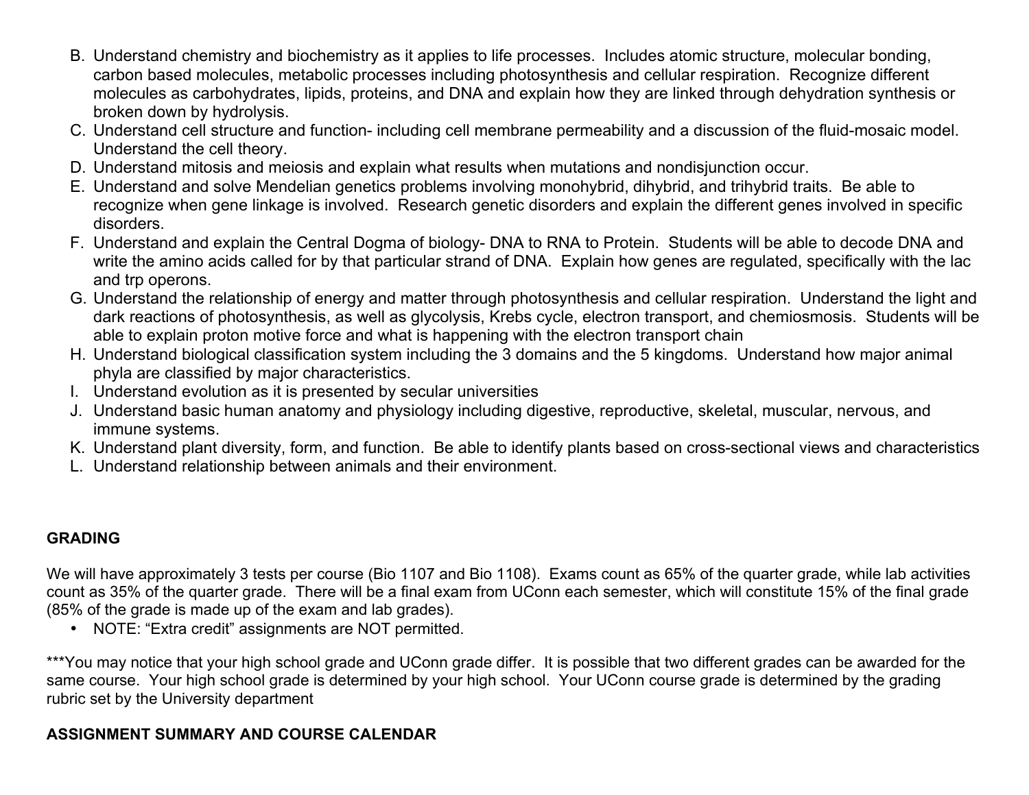B. Understand chemistry and biochemistry as it applies to life processes. Includes atomic structure, molecular bonding, carbon based molecules, metabolic processes including photosynthesis and cellular respiration. Recognize different molecules as carbohydrates, lipids, proteins, and DNA and explain how they are linked through dehydration synthesis or broken down by hydrolysis.
C. Understand cell structure and function- including cell membrane permeability and a discussion of the fluid-mosaic model. Understand the cell theory.
D. Understand mitosis and meiosis and explain what results when mutations and nondisjunction occur.
E. Understand and solve Mendelian genetics problems involving monohybrid, dihybrid, and trihybrid traits. Be able to recognize when gene linkage is involved. Research genetic disorders and explain the different genes involved in specific disorders.
F. Understand and explain the Central Dogma of biology- DNA to RNA to Protein. Students will be able to decode DNA and write the amino acids called for by that particular strand of DNA. Explain how genes are regulated, specifically with the lac and trp operons.
G. Understand the relationship of energy and matter through photosynthesis and cellular respiration. Understand the light and dark reactions of photosynthesis, as well as glycolysis, Krebs cycle, electron transport, and chemiosmosis. Students will be able to explain proton motive force and what is happening with the electron transport chain
H. Understand biological classification system including the 3 domains and the 5 kingdoms. Understand how major animal phyla are classified by major characteristics.
I. Understand evolution as it is presented by secular universities
J. Understand basic human anatomy and physiology including digestive, reproductive, skeletal, muscular, nervous, and immune systems.
K. Understand plant diversity, form, and function. Be able to identify plants based on cross-sectional views and characteristics
L. Understand relationship between animals and their environment.

## GRADING

We will have approximately 3 tests per course (Bio 1107 and Bio 1108). Exams count as 65% of the quarter grade, while lab activities count as 35% of the quarter grade. There will be a final exam from UConn each semester, which will constitute 15% of the final grade (85% of the grade is made up of the exam and lab grades).

- NOTE: "Extra credit" assignments are NOT permitted.

***You may notice that your high school grade and UConn grade differ. It is possible that two different grades can be awarded for the same course. Your high school grade is determined by your high school. Your UConn course grade is determined by the grading rubric set by the University department

## ASSIGNMENT SUMMARY AND COURSE CALENDAR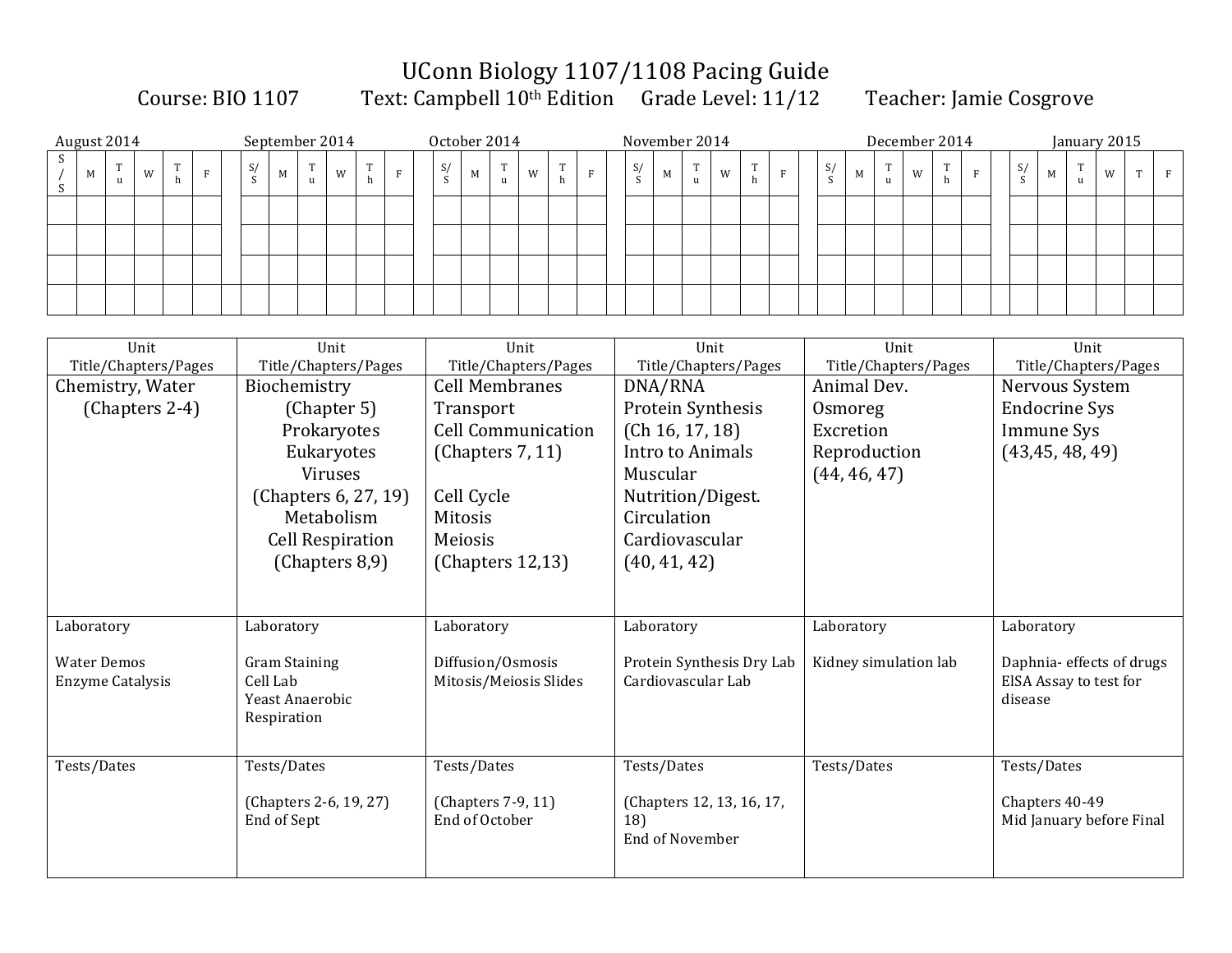# UConn Biology 1107/1108 Pacing Guide

Course: BIO 1107 Text: Campbell 10th Edition Grade Level: 11/12 Teacher: Jamie Cosgrove

| August 2014 | | | | | | | September 2014 | | | | | | | October 2014 | | | | | | | November 2014 | | | | | | | December 2014 | | | | | | | January 2015 | | | | | |
|---|---|---|---|---|---|---|---|---|---|---|---|---|---|---|---|---|---|---|---|---|---|---|---|---|---|---|---|---|---|---|---|---|---|---|---|---|---|---|---|---|---|
| S/S | M | Tu | W | Th | F | | S/S | M | Tu | W | Th | F | | S/S | M | Tu | W | Th | F | | S/S | M | Tu | W | Th | F | | S/S | M | Tu | W | Th | F | | S/S | M | Tu | W | T | F |
| | | | | | | | | | | | | | | | | | | | | | | | | | | | | | | | | | | | | | | | | |
| | | | | | | | | | | | | | | | | | | | | | | | | | | | | | | | | | | | | | | | | |
| | | | | | | | | | | | | | | | | | | | | | | | | | | | | | | | | | | | | | | | | |
| | | | | | | | | | | | | | | | | | | | | | | | | | | | | | | | | | | | | | | | | |

| Unit Title/Chapters/Pages | Unit Title/Chapters/Pages | Unit Title/Chapters/Pages | Unit Title/Chapters/Pages | Unit Title/Chapters/Pages | Unit Title/Chapters/Pages |
|---|---|---|---|---|---|
| Chemistry, Water (Chapters 2-4) | Biochemistry (Chapter 5) Prokaryotes Eukaryotes Viruses (Chapters 6, 27, 19) Metabolism Cell Respiration (Chapters 8,9) | Cell Membranes Transport Cell Communication (Chapters 7, 11)<br><br>Cell Cycle Mitosis Meiosis (Chapters 12,13) | DNA/RNA Protein Synthesis (Ch 16, 17, 18) Intro to Animals Muscular Nutrition/Digest. Circulation Cardiovascular (40, 41, 42) | Animal Dev. Osmoreg Excretion Reproduction (44, 46, 47) | Nervous System Endocrine Sys Immune Sys (43,45, 48, 49) |
| Laboratory<br><br>Water Demos<br>Enzyme Catalysis | Laboratory<br><br>Gram Staining<br>Cell Lab<br>Yeast Anaerobic Respiration | Laboratory<br><br>Diffusion/Osmosis<br>Mitosis/Meiosis Slides | Laboratory<br><br>Protein Synthesis Dry Lab<br>Cardiovascular Lab | Laboratory<br><br>Kidney simulation lab | Laboratory<br><br>Daphnia- effects of drugs<br>ElSA Assay to test for disease |
| Tests/Dates | Tests/Dates<br><br>(Chapters 2-6, 19, 27)<br>End of Sept | Tests/Dates<br><br>(Chapters 7-9, 11)<br>End of October | Tests/Dates<br><br>(Chapters 12, 13, 16, 17, 18)<br>End of November | Tests/Dates | Tests/Dates<br><br>Chapters 40-49<br>Mid January before Final |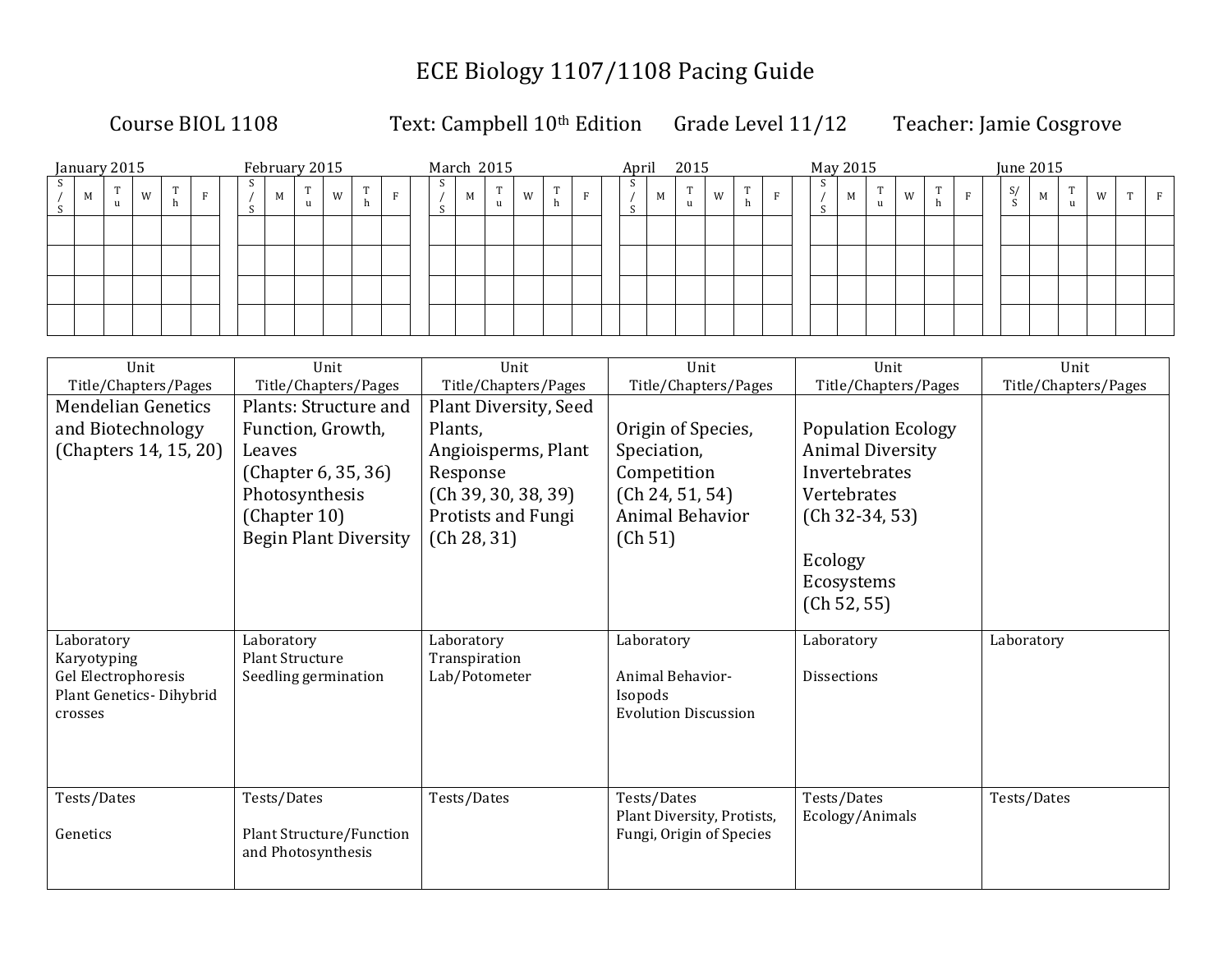# ECE Biology 1107/1108 Pacing Guide

Course BIOL 1108 | Text: Campbell 10th Edition | Grade Level 11/12 | Teacher: Jamie Cosgrove

January 2015

| S/S | M | Tu | W | Th | F |
|---|---|---|---|---|---|
| | | | | | |
| | | | | | |
| | | | | | |
| | | | | | |

February 2015

| S/S | M | Tu | W | Th | F |
|---|---|---|---|---|---|
| | | | | | |
| | | | | | |
| | | | | | |
| | | | | | |

March 2015

| S/S | M | Tu | W | Th | F |
|---|---|---|---|---|---|
| | | | | | |
| | | | | | |
| | | | | | |
| | | | | | |

April 2015

| S/S | M | Tu | W | Th | F |
|---|---|---|---|---|---|
| | | | | | |
| | | | | | |
| | | | | | |
| | | | | | |

May 2015

| S/S | M | Tu | W | Th | F |
|---|---|---|---|---|---|
| | | | | | |
| | | | | | |
| | | | | | |
| | | | | | |

June 2015

| S/S | M | Tu | W | T | F |
|---|---|---|---|---|---|
| | | | | | |
| | | | | | |
| | | | | | |
| | | | | | |

| Unit Title/Chapters/Pages | Unit Title/Chapters/Pages | Unit Title/Chapters/Pages | Unit Title/Chapters/Pages | Unit Title/Chapters/Pages | Unit Title/Chapters/Pages |
|---|---|---|---|---|---|
| Mendelian Genetics and Biotechnology (Chapters 14, 15, 20) | Plants: Structure and Function, Growth, Leaves (Chapter 6, 35, 36) Photosynthesis (Chapter 10) Begin Plant Diversity | Plant Diversity, Seed Plants, Angioisperms, Plant Response (Ch 39, 30, 38, 39) Protists and Fungi (Ch 28, 31) | Origin of Species, Speciation, Competition (Ch 24, 51, 54) Animal Behavior (Ch 51) | Population Ecology Animal Diversity Invertebrates Vertebrates (Ch 32-34, 53) Ecology Ecosystems (Ch 52, 55) | |
| Laboratory Karyotyping Gel Electrophoresis Plant Genetics- Dihybrid crosses | Laboratory Plant Structure Seedling germination | Laboratory Transpiration Lab/Potometer | Laboratory Animal Behavior- Isopods Evolution Discussion | Laboratory Dissections | Laboratory |
| Tests/Dates Genetics | Tests/Dates Plant Structure/Function and Photosynthesis | Tests/Dates | Tests/Dates Plant Diversity, Protists, Fungi, Origin of Species | Tests/Dates Ecology/Animals | Tests/Dates |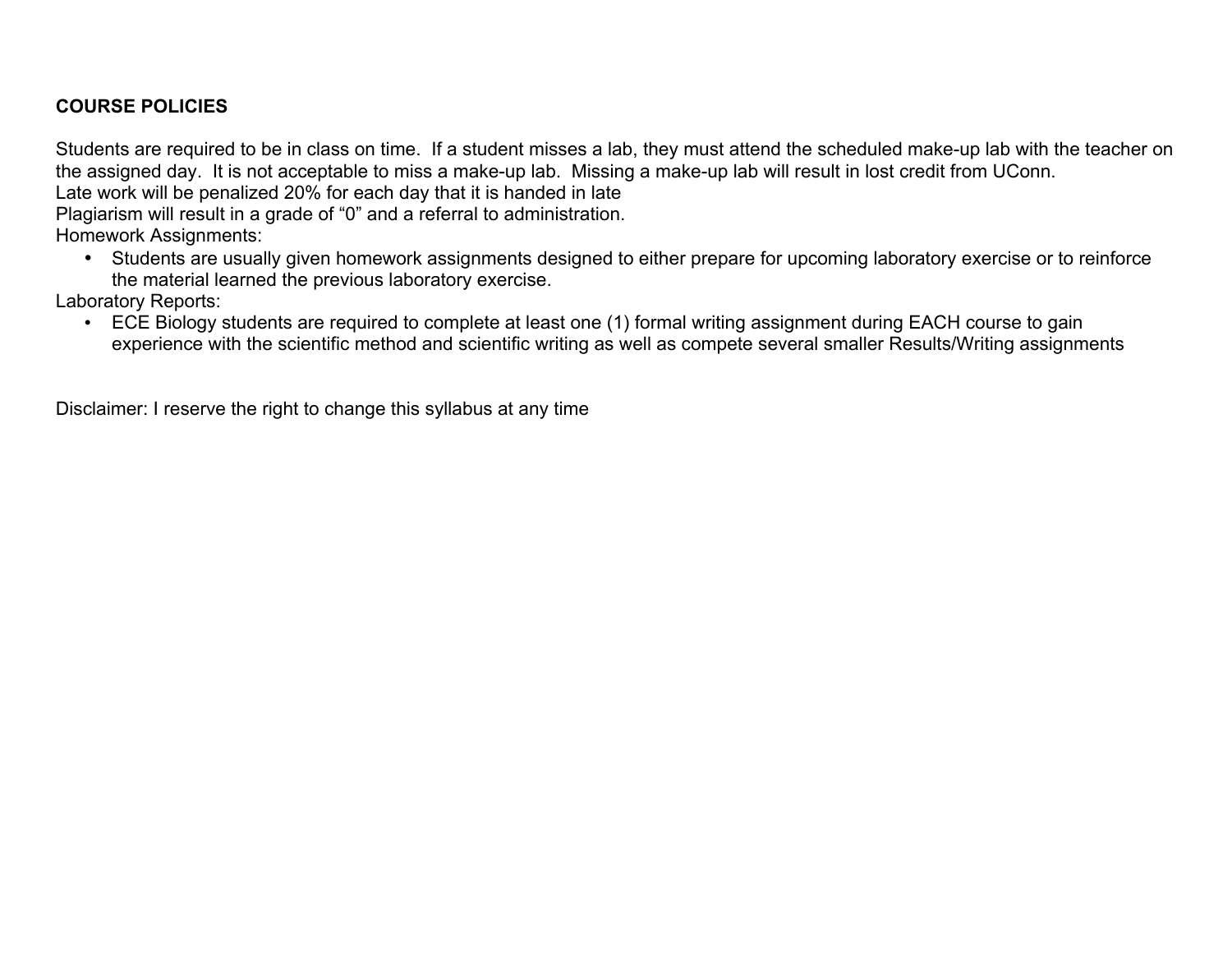**COURSE POLICIES**

Students are required to be in class on time. If a student misses a lab, they must attend the scheduled make-up lab with the teacher on the assigned day. It is not acceptable to miss a make-up lab. Missing a make-up lab will result in lost credit from UConn.

Late work will be penalized 20% for each day that it is handed in late

Plagiarism will result in a grade of "0" and a referral to administration.

Homework Assignments:

- Students are usually given homework assignments designed to either prepare for upcoming laboratory exercise or to reinforce the material learned the previous laboratory exercise.

Laboratory Reports:

- ECE Biology students are required to complete at least one (1) formal writing assignment during EACH course to gain experience with the scientific method and scientific writing as well as compete several smaller Results/Writing assignments

Disclaimer: I reserve the right to change this syllabus at any time